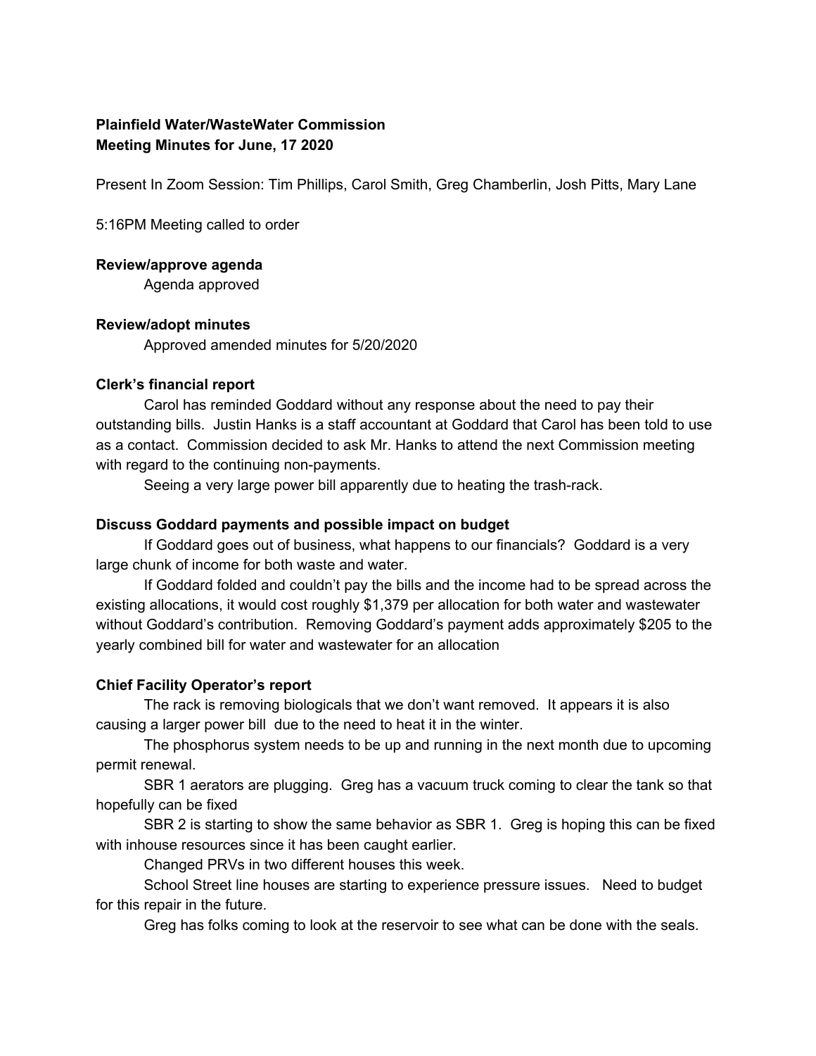**Plainfield Water/WasteWater Commission**
**Meeting Minutes for June, 17 2020**

Present In Zoom Session: Tim Phillips, Carol Smith, Greg Chamberlin, Josh Pitts, Mary Lane

5:16PM Meeting called to order

**Review/approve agenda**

Agenda approved

**Review/adopt minutes**

Approved amended minutes for 5/20/2020

**Clerk's financial report**

Carol has reminded Goddard without any response about the need to pay their outstanding bills. Justin Hanks is a staff accountant at Goddard that Carol has been told to use as a contact. Commission decided to ask Mr. Hanks to attend the next Commission meeting with regard to the continuing non-payments.

Seeing a very large power bill apparently due to heating the trash-rack.

**Discuss Goddard payments and possible impact on budget**

If Goddard goes out of business, what happens to our financials? Goddard is a very large chunk of income for both waste and water.

If Goddard folded and couldn't pay the bills and the income had to be spread across the existing allocations, it would cost roughly $1,379 per allocation for both water and wastewater without Goddard's contribution. Removing Goddard's payment adds approximately $205 to the yearly combined bill for water and wastewater for an allocation

**Chief Facility Operator's report**

The rack is removing biologicals that we don't want removed. It appears it is also causing a larger power bill due to the need to heat it in the winter.

The phosphorus system needs to be up and running in the next month due to upcoming permit renewal.

SBR 1 aerators are plugging. Greg has a vacuum truck coming to clear the tank so that hopefully can be fixed

SBR 2 is starting to show the same behavior as SBR 1. Greg is hoping this can be fixed with inhouse resources since it has been caught earlier.

Changed PRVs in two different houses this week.

School Street line houses are starting to experience pressure issues. Need to budget for this repair in the future.

Greg has folks coming to look at the reservoir to see what can be done with the seals.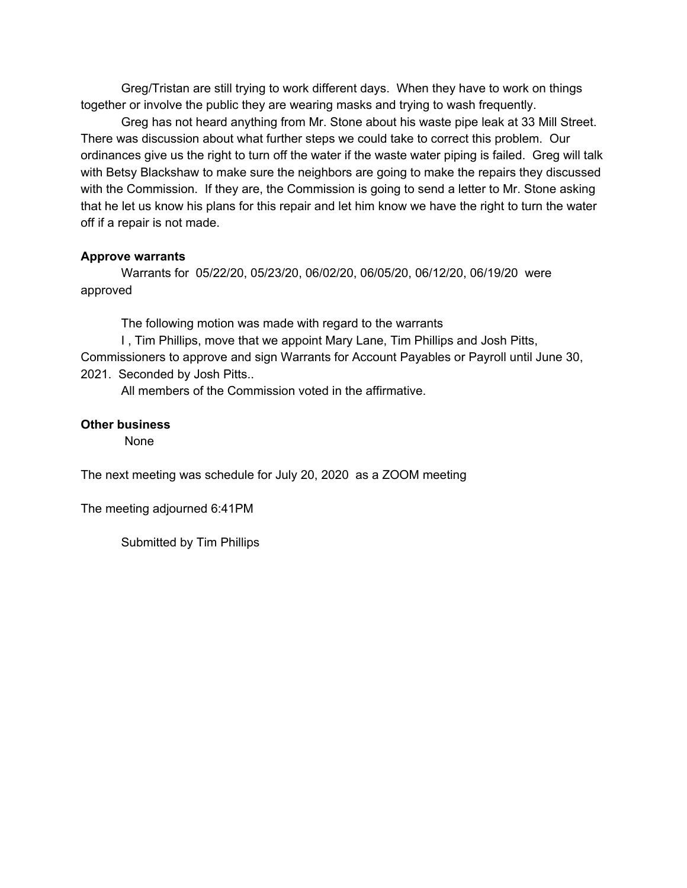Greg/Tristan are still trying to work different days. When they have to work on things together or involve the public they are wearing masks and trying to wash frequently.

Greg has not heard anything from Mr. Stone about his waste pipe leak at 33 Mill Street. There was discussion about what further steps we could take to correct this problem. Our ordinances give us the right to turn off the water if the waste water piping is failed. Greg will talk with Betsy Blackshaw to make sure the neighbors are going to make the repairs they discussed with the Commission. If they are, the Commission is going to send a letter to Mr. Stone asking that he let us know his plans for this repair and let him know we have the right to turn the water off if a repair is not made.

**Approve warrants**

Warrants for 05/22/20, 05/23/20, 06/02/20, 06/05/20, 06/12/20, 06/19/20 were approved

The following motion was made with regard to the warrants

I , Tim Phillips, move that we appoint Mary Lane, Tim Phillips and Josh Pitts, Commissioners to approve and sign Warrants for Account Payables or Payroll until June 30, 2021. Seconded by Josh Pitts..

All members of the Commission voted in the affirmative.

**Other business**

None

The next meeting was schedule for July 20, 2020 as a ZOOM meeting

The meeting adjourned 6:41PM

Submitted by Tim Phillips